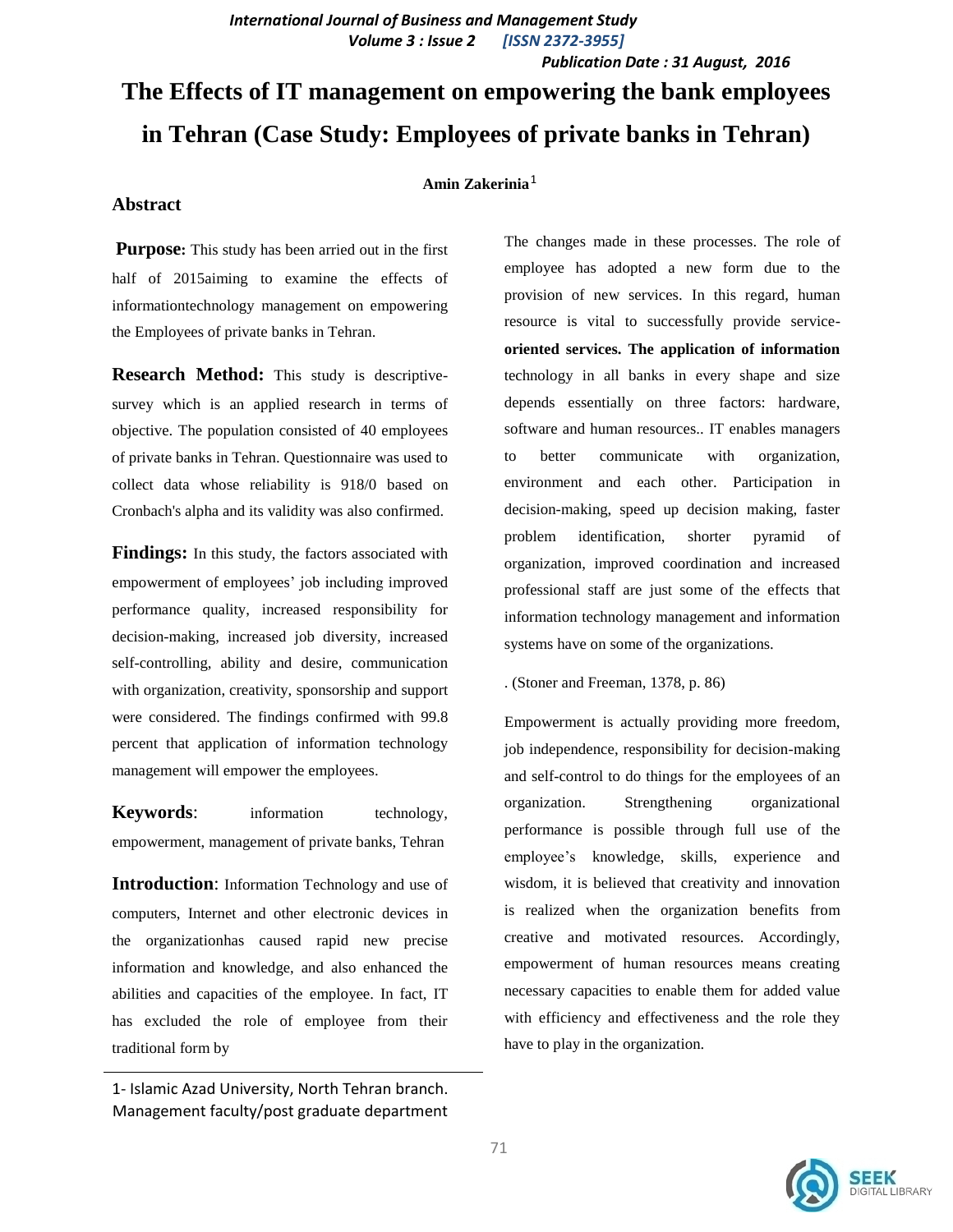# The Effects of IT management on empowering the bank employees in Tehran (Case Study: Employees of private banks in Tehran)

**Amin Zakerinia**[1]

## Abstract

**Purpose:** This study has been arried out in the first half of 2015aiming to examine the effects of informationtechnology management on empowering the Employees of private banks in Tehran.

**Research Method:** This study is descriptive-survey which is an applied research in terms of objective. The population consisted of 40 employees of private banks in Tehran. Questionnaire was used to collect data whose reliability is 918/0 based on Cronbach's alpha and its validity was also confirmed.

**Findings:** In this study, the factors associated with empowerment of employees' job including improved performance quality, increased responsibility for decision-making, increased job diversity, increased self-controlling, ability and desire, communication with organization, creativity, sponsorship and support were considered. The findings confirmed with 99.8 percent that application of information technology management will empower the employees.

**Keywords**: information technology, empowerment, management of private banks, Tehran

**Introduction**: Information Technology and use of computers, Internet and other electronic devices in the organizationhas caused rapid new precise information and knowledge, and also enhanced the abilities and capacities of the employee. In fact, IT has excluded the role of employee from their traditional form by The changes made in these processes. The role of employee has adopted a new form due to the provision of new services. In this regard, human resource is vital to successfully provide service-**oriented services. The application of information** technology in all banks in every shape and size depends essentially on three factors: hardware, software and human resources.. IT enables managers to better communicate with organization, environment and each other. Participation in decision-making, speed up decision making, faster problem identification, shorter pyramid of organization, improved coordination and increased professional staff are just some of the effects that information technology management and information systems have on some of the organizations.

. (Stoner and Freeman, 1378, p. 86)

Empowerment is actually providing more freedom, job independence, responsibility for decision-making and self-control to do things for the employees of an organization. Strengthening organizational performance is possible through full use of the employee's knowledge, skills, experience and wisdom, it is believed that creativity and innovation is realized when the organization benefits from creative and motivated resources. Accordingly, empowerment of human resources means creating necessary capacities to enable them for added value with efficiency and effectiveness and the role they have to play in the organization.

1- Islamic Azad University, North Tehran branch. Management faculty/post graduate department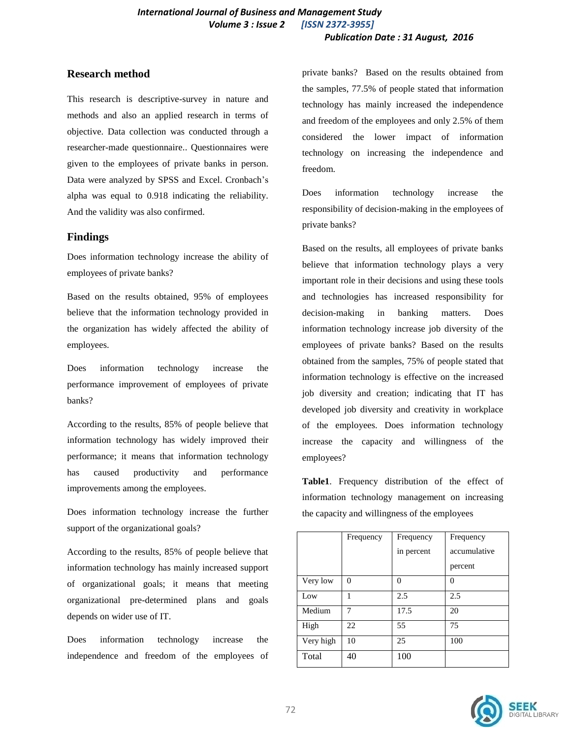## Research method

This research is descriptive-survey in nature and methods and also an applied research in terms of objective. Data collection was conducted through a researcher-made questionnaire.. Questionnaires were given to the employees of private banks in person. Data were analyzed by SPSS and Excel. Cronbach's alpha was equal to 0.918 indicating the reliability. And the validity was also confirmed.

## Findings

Does information technology increase the ability of employees of private banks?

Based on the results obtained, 95% of employees believe that the information technology provided in the organization has widely affected the ability of employees.

Does information technology increase the performance improvement of employees of private banks?

According to the results, 85% of people believe that information technology has widely improved their performance; it means that information technology has caused productivity and performance improvements among the employees.

Does information technology increase the further support of the organizational goals?

According to the results, 85% of people believe that information technology has mainly increased support of organizational goals; it means that meeting organizational pre-determined plans and goals depends on wider use of IT.

Does information technology increase the independence and freedom of the employees of private banks? Based on the results obtained from the samples, 77.5% of people stated that information technology has mainly increased the independence and freedom of the employees and only 2.5% of them considered the lower impact of information technology on increasing the independence and freedom.

Does information technology increase the responsibility of decision-making in the employees of private banks?

Based on the results, all employees of private banks believe that information technology plays a very important role in their decisions and using these tools and technologies has increased responsibility for decision-making in banking matters. Does information technology increase job diversity of the employees of private banks? Based on the results obtained from the samples, 75% of people stated that information technology is effective on the increased job diversity and creation; indicating that IT has developed job diversity and creativity in workplace of the employees. Does information technology increase the capacity and willingness of the employees?

**Table1**. Frequency distribution of the effect of information technology management on increasing the capacity and willingness of the employees

| | Frequency | Frequency in percent | Frequency accumulative percent |
|---|---|---|---|
| Very low | 0 | 0 | 0 |
| Low | 1 | 2.5 | 2.5 |
| Medium | 7 | 17.5 | 20 |
| High | 22 | 55 | 75 |
| Very high | 10 | 25 | 100 |
| Total | 40 | 100 | |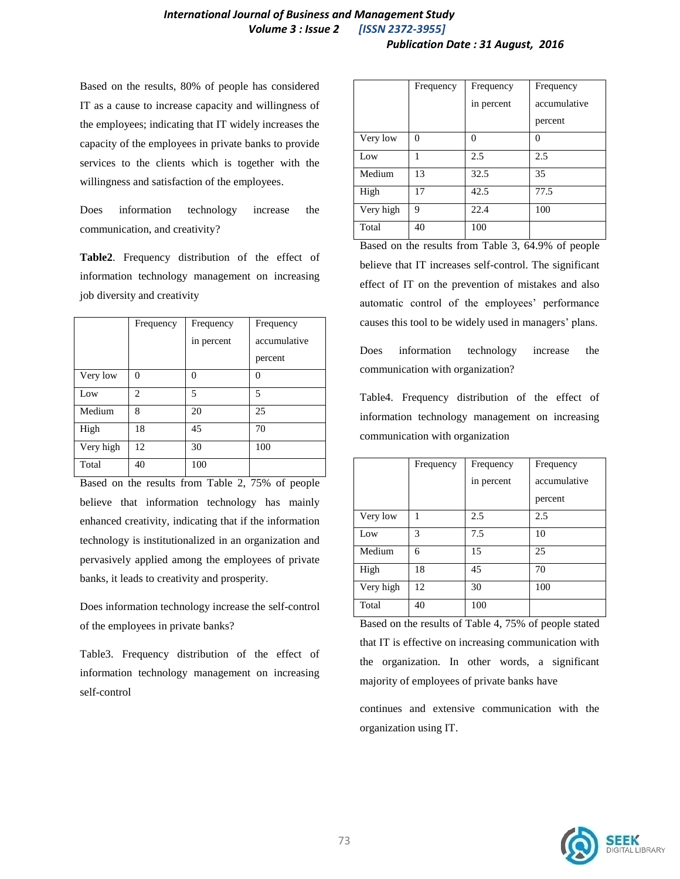Based on the results, 80% of people has considered IT as a cause to increase capacity and willingness of the employees; indicating that IT widely increases the capacity of the employees in private banks to provide services to the clients which is together with the willingness and satisfaction of the employees.

Does information technology increase the communication, and creativity?

**Table2**. Frequency distribution of the effect of information technology management on increasing job diversity and creativity

| | Frequency | Frequency in percent | Frequency accumulative percent |
|---|---|---|---|
| Very low | 0 | 0 | 0 |
| Low | 2 | 5 | 5 |
| Medium | 8 | 20 | 25 |
| High | 18 | 45 | 70 |
| Very high | 12 | 30 | 100 |
| Total | 40 | 100 | |

Based on the results from Table 2, 75% of people believe that information technology has mainly enhanced creativity, indicating that if the information technology is institutionalized in an organization and pervasively applied among the employees of private banks, it leads to creativity and prosperity.

Does information technology increase the self-control of the employees in private banks?

Table3. Frequency distribution of the effect of information technology management on increasing self-control

| | Frequency | Frequency in percent | Frequency accumulative percent |
|---|---|---|---|
| Very low | 0 | 0 | 0 |
| Low | 1 | 2.5 | 2.5 |
| Medium | 13 | 32.5 | 35 |
| High | 17 | 42.5 | 77.5 |
| Very high | 9 | 22.4 | 100 |
| Total | 40 | 100 | |

Based on the results from Table 3, 64.9% of people believe that IT increases self-control. The significant effect of IT on the prevention of mistakes and also automatic control of the employees' performance causes this tool to be widely used in managers' plans.

Does information technology increase the communication with organization?

Table4. Frequency distribution of the effect of information technology management on increasing communication with organization

| | Frequency | Frequency in percent | Frequency accumulative percent |
|---|---|---|---|
| Very low | 1 | 2.5 | 2.5 |
| Low | 3 | 7.5 | 10 |
| Medium | 6 | 15 | 25 |
| High | 18 | 45 | 70 |
| Very high | 12 | 30 | 100 |
| Total | 40 | 100 | |

Based on the results of Table 4, 75% of people stated that IT is effective on increasing communication with the organization. In other words, a significant majority of employees of private banks have continues and extensive communication with the organization using IT.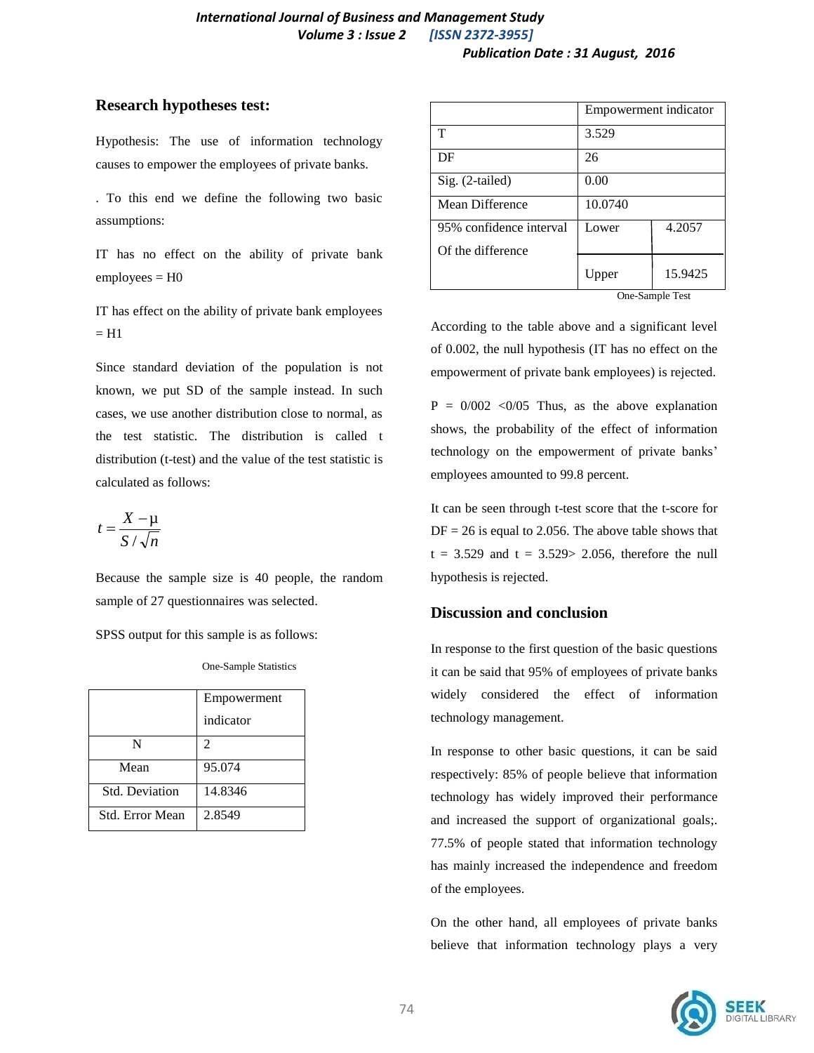## Research hypotheses test:

Hypothesis: The use of information technology causes to empower the employees of private banks.

. To this end we define the following two basic assumptions:

IT has no effect on the ability of private bank employees = H0

IT has effect on the ability of private bank employees = H1

Since standard deviation of the population is not known, we put SD of the sample instead. In such cases, we use another distribution close to normal, as the test statistic. The distribution is called t distribution (t-test) and the value of the test statistic is calculated as follows:

$$t = \frac{X - \mu}{S / \sqrt{n}}$$

Because the sample size is 40 people, the random sample of 27 questionnaires was selected.

SPSS output for this sample is as follows:

One-Sample Statistics

| | Empowerment indicator |
|---|---|
| N | 2 |
| Mean | 95.074 |
| Std. Deviation | 14.8346 |
| Std. Error Mean | 2.8549 |

| | Empowerment indicator | |
|---|---|---|
| T | 3.529 | |
| DF | 26 | |
| Sig. (2-tailed) | 0.00 | |
| Mean Difference | 10.0740 | |
| 95% confidence interval Of the difference | Lower | 4.2057 |
| | Upper | 15.9425 |

One-Sample Test

According to the table above and a significant level of 0.002, the null hypothesis (IT has no effect on the empowerment of private bank employees) is rejected.

P = 0/002 <0/05 Thus, as the above explanation shows, the probability of the effect of information technology on the empowerment of private banks' employees amounted to 99.8 percent.

It can be seen through t-test score that the t-score for DF = 26 is equal to 2.056. The above table shows that t = 3.529 and t = 3.529> 2.056, therefore the null hypothesis is rejected.

## Discussion and conclusion

In response to the first question of the basic questions it can be said that 95% of employees of private banks widely considered the effect of information technology management.

In response to other basic questions, it can be said respectively: 85% of people believe that information technology has widely improved their performance and increased the support of organizational goals;. 77.5% of people stated that information technology has mainly increased the independence and freedom of the employees.

On the other hand, all employees of private banks believe that information technology plays a very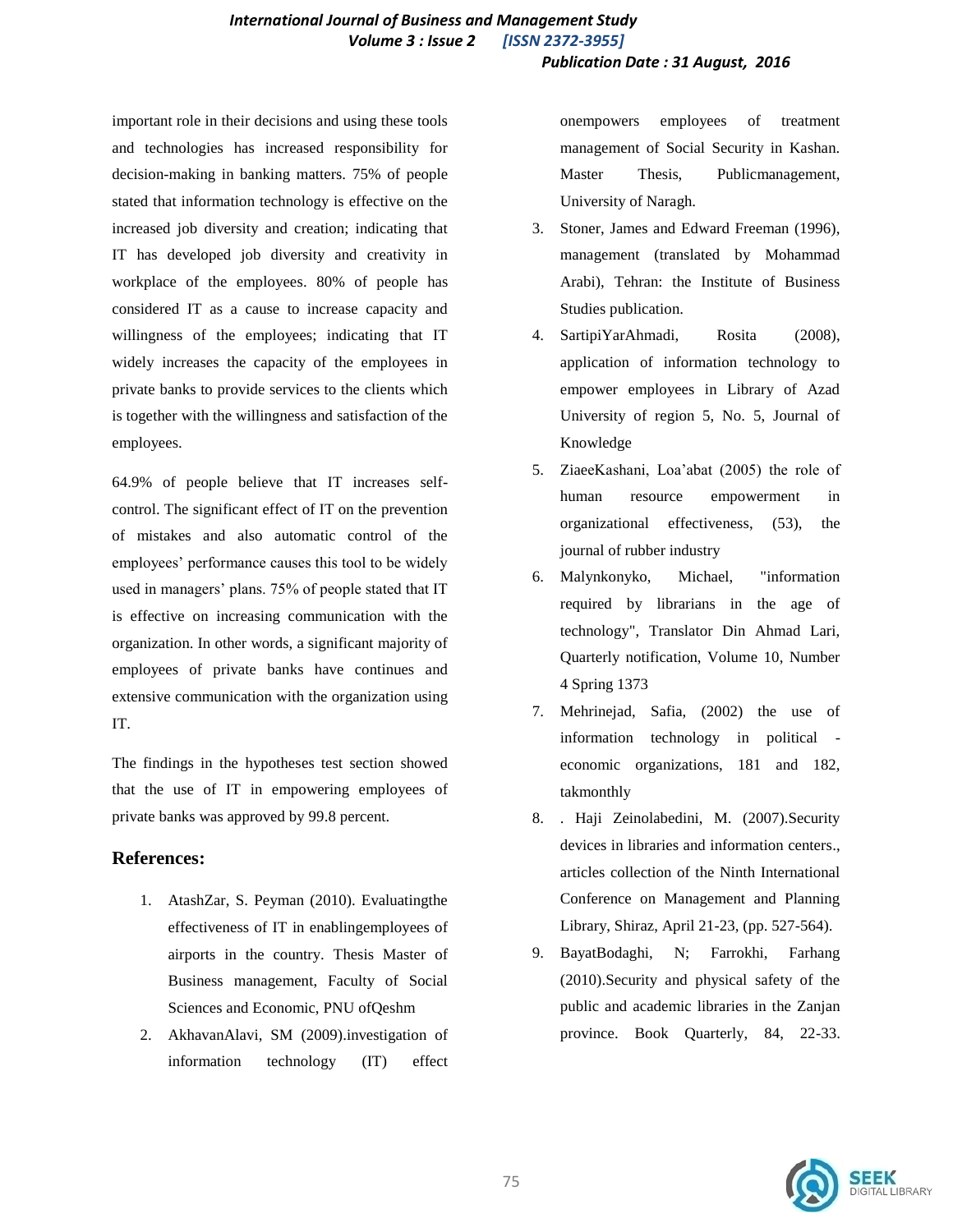important role in their decisions and using these tools and technologies has increased responsibility for decision-making in banking matters. 75% of people stated that information technology is effective on the increased job diversity and creation; indicating that IT has developed job diversity and creativity in workplace of the employees. 80% of people has considered IT as a cause to increase capacity and willingness of the employees; indicating that IT widely increases the capacity of the employees in private banks to provide services to the clients which is together with the willingness and satisfaction of the employees.

64.9% of people believe that IT increases self-control. The significant effect of IT on the prevention of mistakes and also automatic control of the employees' performance causes this tool to be widely used in managers' plans. 75% of people stated that IT is effective on increasing communication with the organization. In other words, a significant majority of employees of private banks have continues and extensive communication with the organization using IT.

The findings in the hypotheses test section showed that the use of IT in empowering employees of private banks was approved by 99.8 percent.

## References:

1. AtashZar, S. Peyman (2010). Evaluatingthe effectiveness of IT in enablingemployees of airports in the country. Thesis Master of Business management, Faculty of Social Sciences and Economic, PNU ofQeshm
2. AkhavanAlavi, SM (2009).investigation of information technology (IT) effect onempowers employees of treatment management of Social Security in Kashan. Master Thesis, Publicmanagement, University of Naragh.
3. Stoner, James and Edward Freeman (1996), management (translated by Mohammad Arabi), Tehran: the Institute of Business Studies publication.
4. SartipiYarAhmadi, Rosita (2008), application of information technology to empower employees in Library of Azad University of region 5, No. 5, Journal of Knowledge
5. ZiaeeKashani, Loa'abat (2005) the role of human resource empowerment in organizational effectiveness, (53), the journal of rubber industry
6. Malynkonyko, Michael, "information required by librarians in the age of technology", Translator Din Ahmad Lari, Quarterly notification, Volume 10, Number 4 Spring 1373
7. Mehrinejad, Safia, (2002) the use of information technology in political - economic organizations, 181 and 182, takmonthly
8. . Haji Zeinolabedini, M. (2007).Security devices in libraries and information centers., articles collection of the Ninth International Conference on Management and Planning Library, Shiraz, April 21-23, (pp. 527-564).
9. BayatBodaghi, N; Farrokhi, Farhang (2010).Security and physical safety of the public and academic libraries in the Zanjan province. Book Quarterly, 84, 22-33.